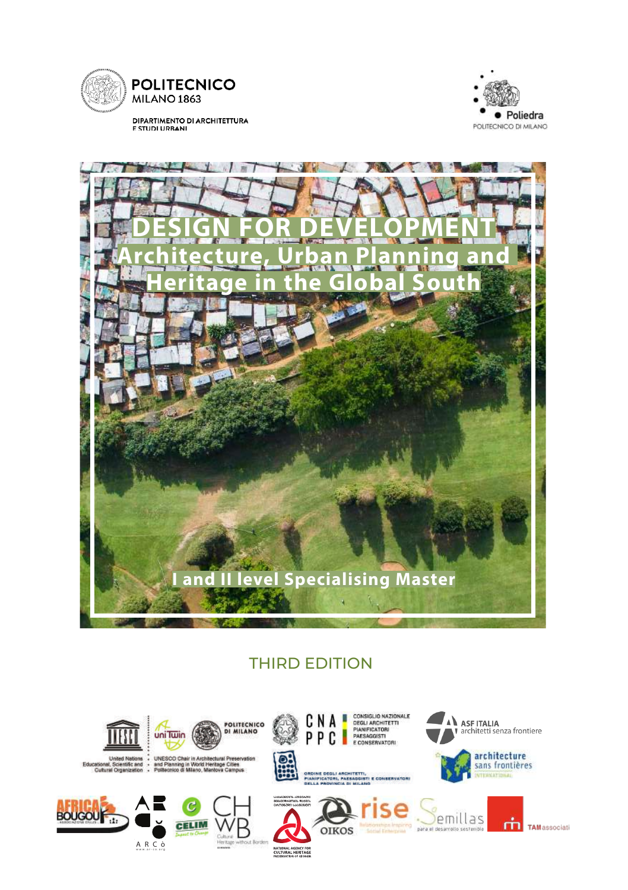POLITECNICO MILANO 1863

DIPARTIMENTO DI ARCHITETTURA E STUDI URBANI

Poliedra POLITECNICO DI MILANO

# DESIGN FOR DEVELOPMENT

## Architecture, Urban Planning and Heritage in the Global South

**I and II level Specialising Master**

THIRD EDITION

United Nations Educational, Scientific and Cultural Organization · UNESCO Chair in Architectural Preservation and Planning in World Heritage Cities · Politecnico di Milano, Mantova Campus

CNAPPC CONSIGLIO NAZIONALE DEGLI ARCHITETTI PIANIFICATORI PAESAGGISTI E CONSERVATORI

ORDINE DEGLI ARCHITETTI, PIANIFICATORI, PAESAGGISTI E CONSERVATORI DELLA PROVINCIA DI MILANO

ASF ITALIA architetti senza frontiere

architecture sans frontières INTERNATIONAL

AFRICA BOUGOU · ARCò · CELIM · CHWB Cultural Heritage without Borders · NATIONAL AGENCY FOR CULTURAL HERITAGE PRESERVATION OF GEORGIA · OIKOS · rise · Semillas para el desarrollo sostenible · TAMassociati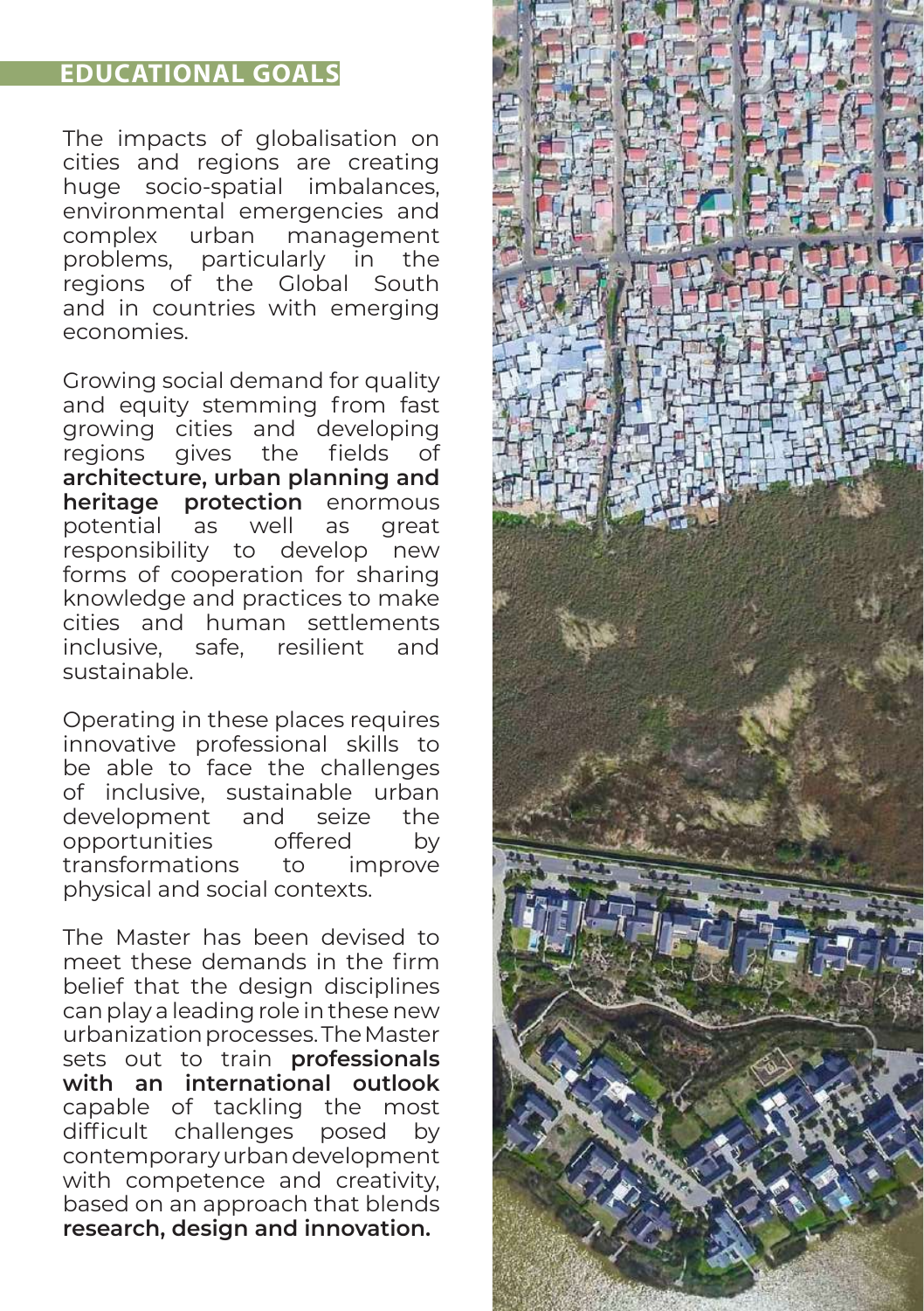## EDUCATIONAL GOALS

The impacts of globalisation on cities and regions are creating huge socio-spatial imbalances, environmental emergencies and complex urban management problems, particularly in the regions of the Global South and in countries with emerging economies.

Growing social demand for quality and equity stemming from fast growing cities and developing regions gives the fields of **architecture, urban planning and heritage protection** enormous potential as well as great responsibility to develop new forms of cooperation for sharing knowledge and practices to make cities and human settlements inclusive, safe, resilient and sustainable.

Operating in these places requires innovative professional skills to be able to face the challenges of inclusive, sustainable urban development and seize the opportunities offered by transformations to improve physical and social contexts.

The Master has been devised to meet these demands in the firm belief that the design disciplines can play a leading role in these new urbanization processes. The Master sets out to train **professionals with an international outlook** capable of tackling the most difficult challenges posed by contemporary urban development with competence and creativity, based on an approach that blends **research, design and innovation.**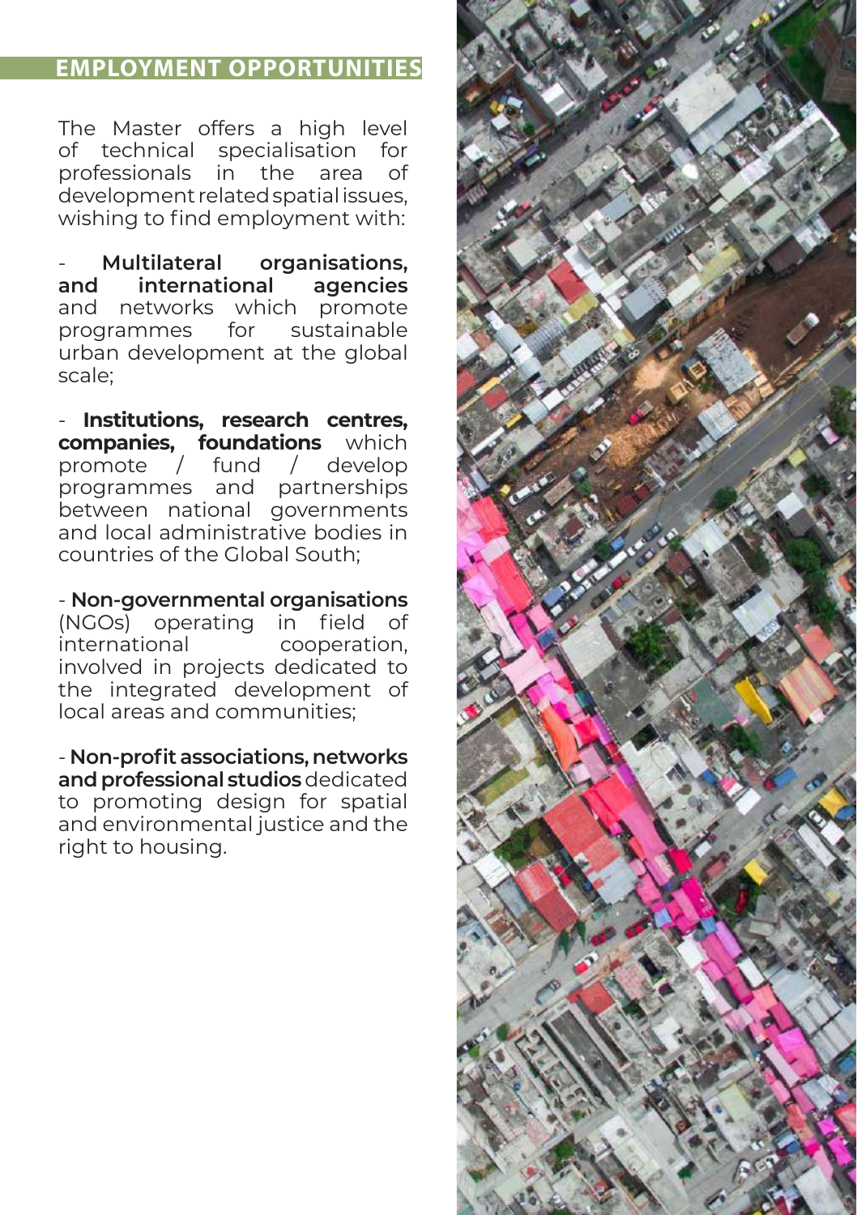## EMPLOYMENT OPPORTUNITIES

The Master offers a high level of technical specialisation for professionals in the area of development related spatial issues, wishing to find employment with:

- **Multilateral organisations, and international agencies** and networks which promote programmes for sustainable urban development at the global scale;

- **Institutions, research centres, companies, foundations** which promote / fund / develop programmes and partnerships between national governments and local administrative bodies in countries of the Global South;

- **Non-governmental organisations** (NGOs) operating in field of international cooperation, involved in projects dedicated to the integrated development of local areas and communities;

- **Non-profit associations, networks and professional studios** dedicated to promoting design for spatial and environmental justice and the right to housing.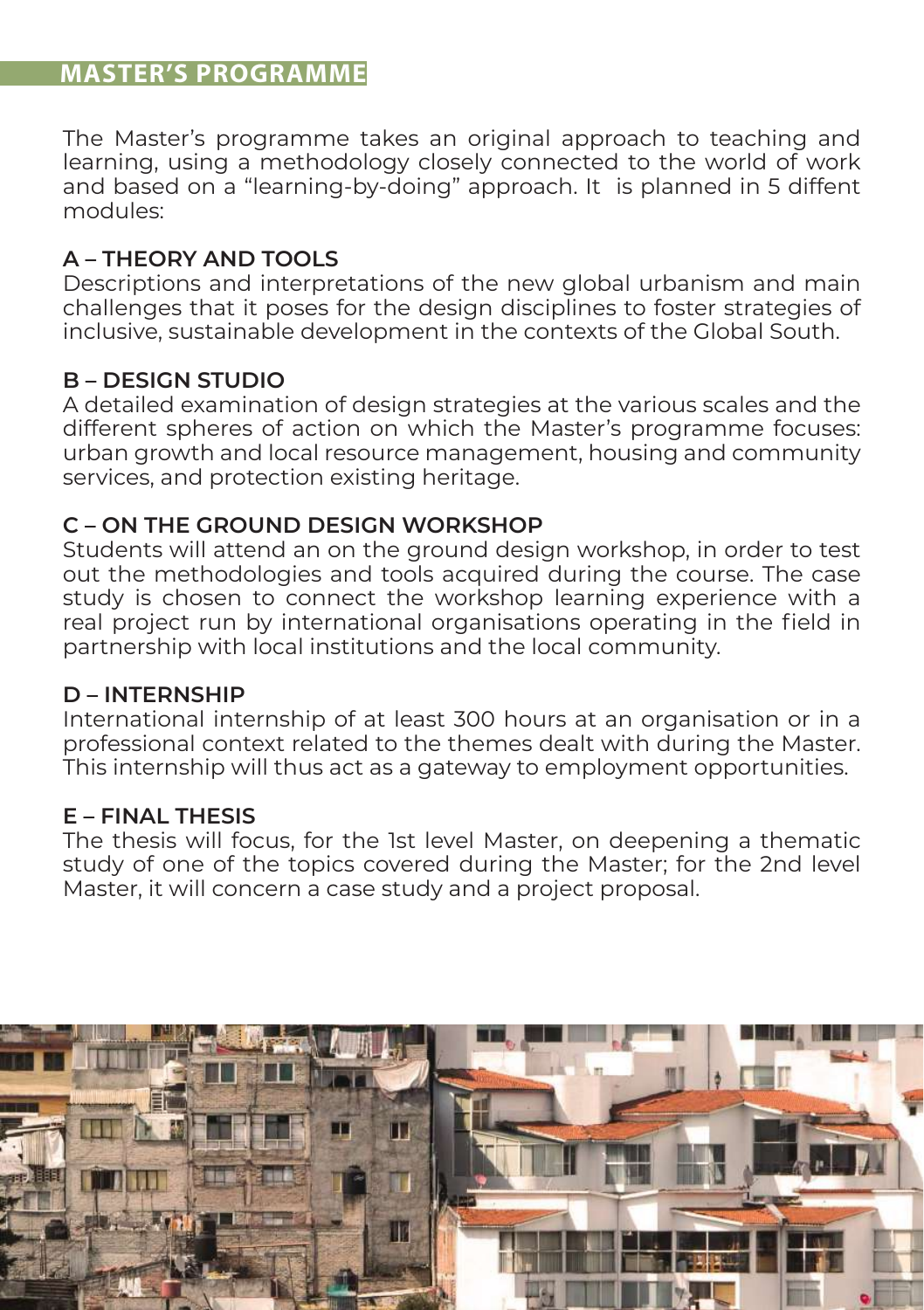## MASTER'S PROGRAMME

The Master's programme takes an original approach to teaching and learning, using a methodology closely connected to the world of work and based on a "learning-by-doing" approach. It is planned in 5 diffent modules:

### A – THEORY AND TOOLS

Descriptions and interpretations of the new global urbanism and main challenges that it poses for the design disciplines to foster strategies of inclusive, sustainable development in the contexts of the Global South.

### B – DESIGN STUDIO

A detailed examination of design strategies at the various scales and the different spheres of action on which the Master's programme focuses: urban growth and local resource management, housing and community services, and protection existing heritage.

### C – ON THE GROUND DESIGN WORKSHOP

Students will attend an on the ground design workshop, in order to test out the methodologies and tools acquired during the course. The case study is chosen to connect the workshop learning experience with a real project run by international organisations operating in the field in partnership with local institutions and the local community.

### D – INTERNSHIP

International internship of at least 300 hours at an organisation or in a professional context related to the themes dealt with during the Master. This internship will thus act as a gateway to employment opportunities.

### E – FINAL THESIS

The thesis will focus, for the 1st level Master, on deepening a thematic study of one of the topics covered during the Master; for the 2nd level Master, it will concern a case study and a project proposal.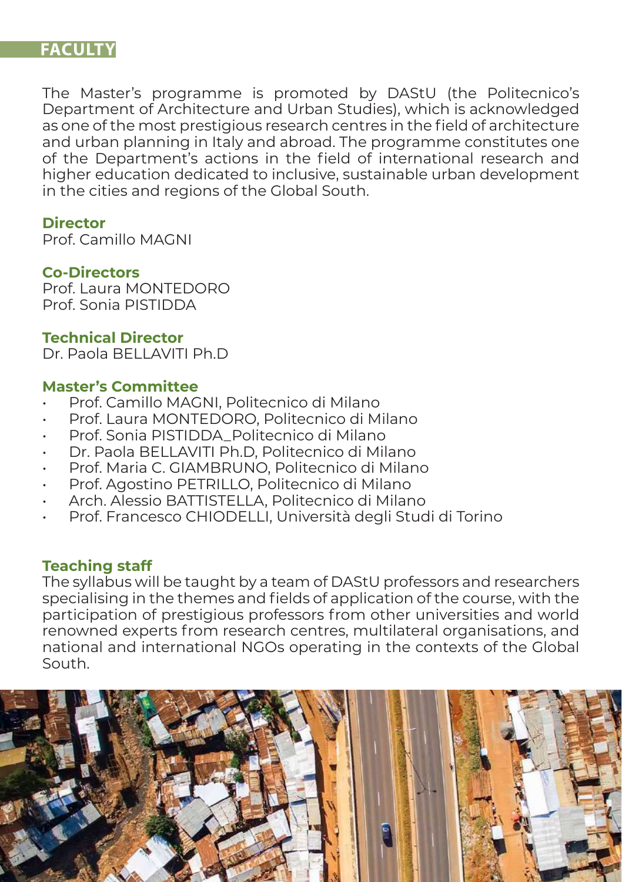## FACULTY

The Master's programme is promoted by DAStU (the Politecnico's Department of Architecture and Urban Studies), which is acknowledged as one of the most prestigious research centres in the field of architecture and urban planning in Italy and abroad. The programme constitutes one of the Department's actions in the field of international research and higher education dedicated to inclusive, sustainable urban development in the cities and regions of the Global South.

**Director**
Prof. Camillo MAGNI

**Co-Directors**
Prof. Laura MONTEDORO
Prof. Sonia PISTIDDA

**Technical Director**
Dr. Paola BELLAVITI Ph.D

**Master's Committee**

- Prof. Camillo MAGNI, Politecnico di Milano
- Prof. Laura MONTEDORO, Politecnico di Milano
- Prof. Sonia PISTIDDA_Politecnico di Milano
- Dr. Paola BELLAVITI Ph.D, Politecnico di Milano
- Prof. Maria C. GIAMBRUNO, Politecnico di Milano
- Prof. Agostino PETRILLO, Politecnico di Milano
- Arch. Alessio BATTISTELLA, Politecnico di Milano
- Prof. Francesco CHIODELLI, Università degli Studi di Torino

**Teaching staff**
The syllabus will be taught by a team of DAStU professors and researchers specialising in the themes and fields of application of the course, with the participation of prestigious professors from other universities and world renowned experts from research centres, multilateral organisations, and national and international NGOs operating in the contexts of the Global South.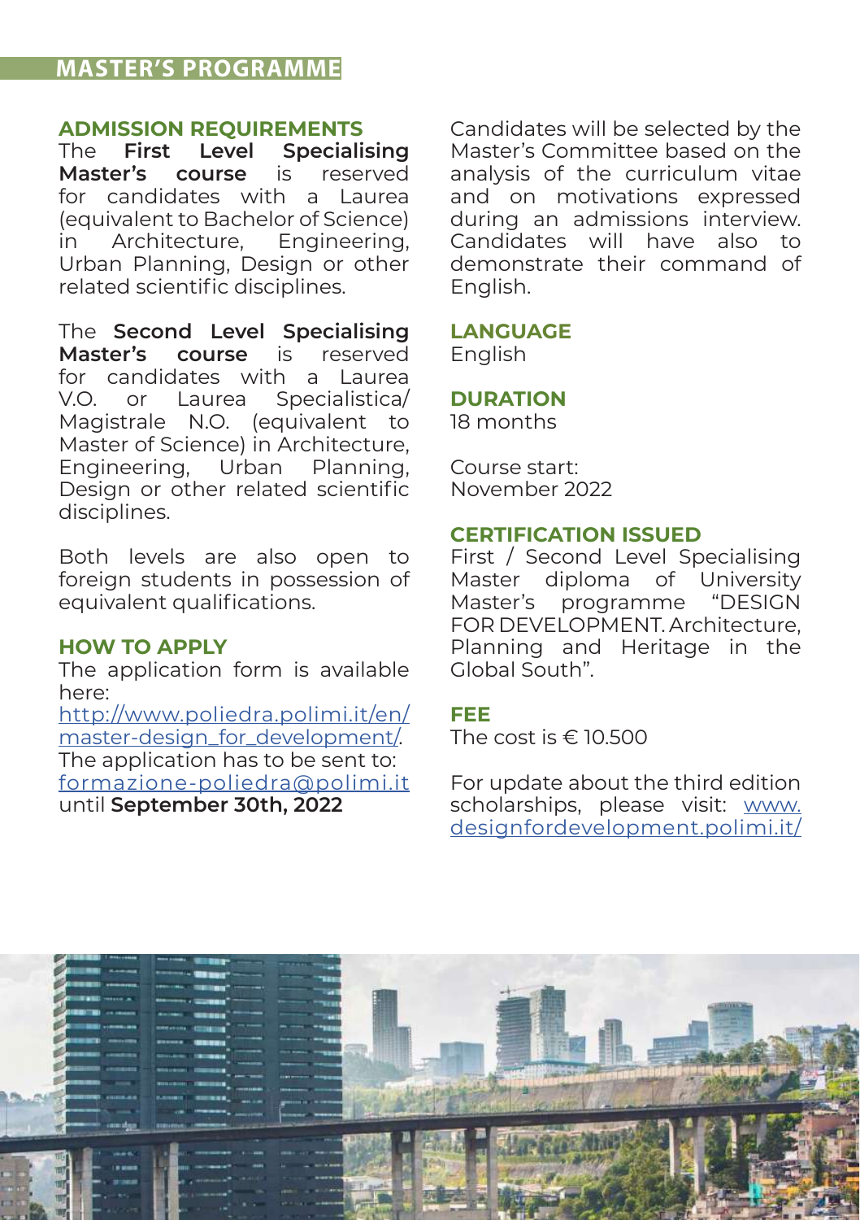# MASTER'S PROGRAMME

## ADMISSION REQUIREMENTS

The **First Level Specialising Master's course** is reserved for candidates with a Laurea (equivalent to Bachelor of Science) in Architecture, Engineering, Urban Planning, Design or other related scientific disciplines.

The **Second Level Specialising Master's course** is reserved for candidates with a Laurea V.O. or Laurea Specialistica/ Magistrale N.O. (equivalent to Master of Science) in Architecture, Engineering, Urban Planning, Design or other related scientific disciplines.

Both levels are also open to foreign students in possession of equivalent qualifications.

## HOW TO APPLY

The application form is available here:
http://www.poliedra.polimi.it/en/master-design_for_development/.
The application has to be sent to:
formazione-poliedra@polimi.it
until **September 30th, 2022**

Candidates will be selected by the Master's Committee based on the analysis of the curriculum vitae and on motivations expressed during an admissions interview. Candidates will have also to demonstrate their command of English.

## LANGUAGE

English

## DURATION

18 months

Course start:
November 2022

## CERTIFICATION ISSUED

First / Second Level Specialising Master diploma of University Master's programme "DESIGN FOR DEVELOPMENT. Architecture, Planning and Heritage in the Global South".

## FEE

The cost is € 10.500

For update about the third edition scholarships, please visit: www.designfordevelopment.polimi.it/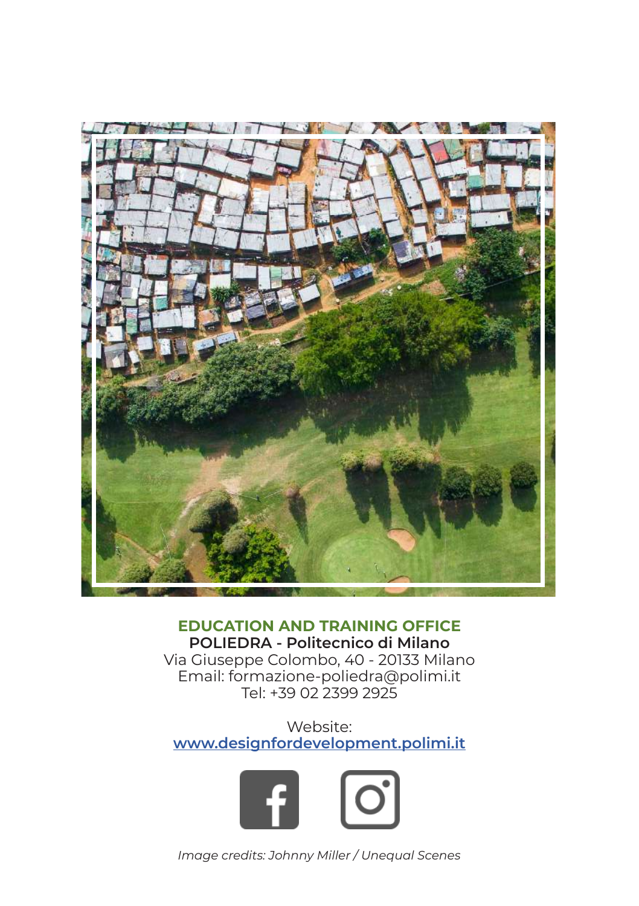**EDUCATION AND TRAINING OFFICE**
**POLIEDRA - Politecnico di Milano**
Via Giuseppe Colombo, 40 - 20133 Milano
Email: formazione-poliedra@polimi.it
Tel: +39 02 2399 2925

Website:
**www.designfordevelopment.polimi.it**

*Image credits: Johnny Miller / Unequal Scenes*